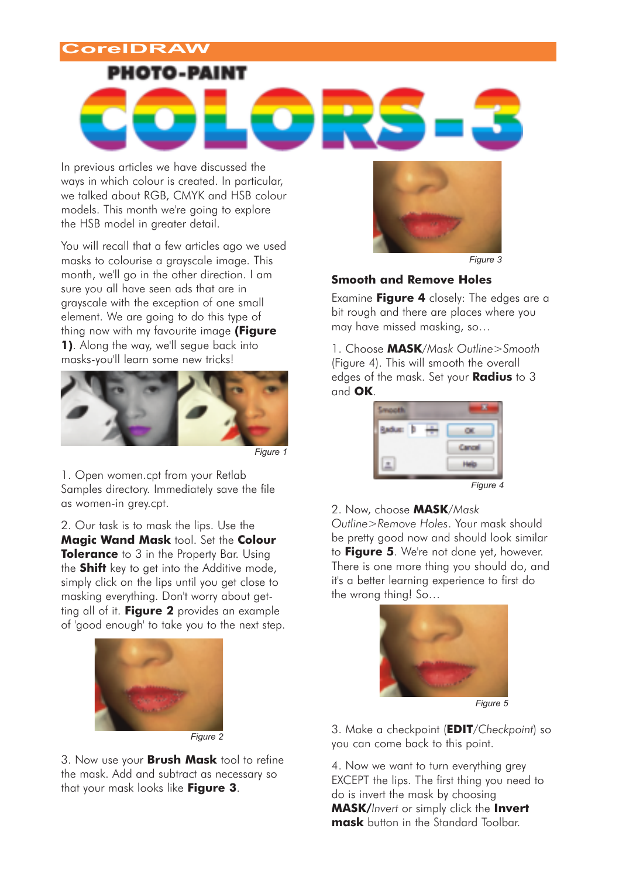CorelDRAW

# PHOTO-PAINT COLORS-3

In previous articles we have discussed the ways in which colour is created. In particular, we talked about RGB, CMYK and HSB colour models. This month we're going to explore the HSB model in greater detail.

You will recall that a few articles ago we used masks to colourise a grayscale image. This month, we'll go in the other direction. I am sure you all have seen ads that are in grayscale with the exception of one small element. We are going to do this type of thing now with my favourite image **(Figure 1)**. Along the way, we'll segue back into masks-you'll learn some new tricks!

*Figure 1*

1. Open women.cpt from your Retlab Samples directory. Immediately save the file as women-in grey.cpt.

2. Our task is to mask the lips. Use the **Magic Wand Mask** tool. Set the **Colour Tolerance** to 3 in the Property Bar. Using the **Shift** key to get into the Additive mode, simply click on the lips until you get close to masking everything. Don't worry about getting all of it. **Figure 2** provides an example of 'good enough' to take you to the next step.

*Figure 2*

3. Now use your **Brush Mask** tool to refine the mask. Add and subtract as necessary so that your mask looks like **Figure 3**.

*Figure 3*

### Smooth and Remove Holes

Examine **Figure 4** closely: The edges are a bit rough and there are places where you may have missed masking, so…

1. Choose **MASK**/*Mask Outline>Smooth* (Figure 4). This will smooth the overall edges of the mask. Set your **Radius** to 3 and **OK**.

*Figure 4*

2. Now, choose **MASK**/*Mask Outline>Remove Holes*. Your mask should be pretty good now and should look similar to **Figure 5**. We're not done yet, however. There is one more thing you should do, and it's a better learning experience to first do the wrong thing! So…

*Figure 5*

3. Make a checkpoint (**EDIT**/*Checkpoint*) so you can come back to this point.

4. Now we want to turn everything grey EXCEPT the lips. The first thing you need to do is invert the mask by choosing **MASK/***Invert* or simply click the **Invert mask** button in the Standard Toolbar.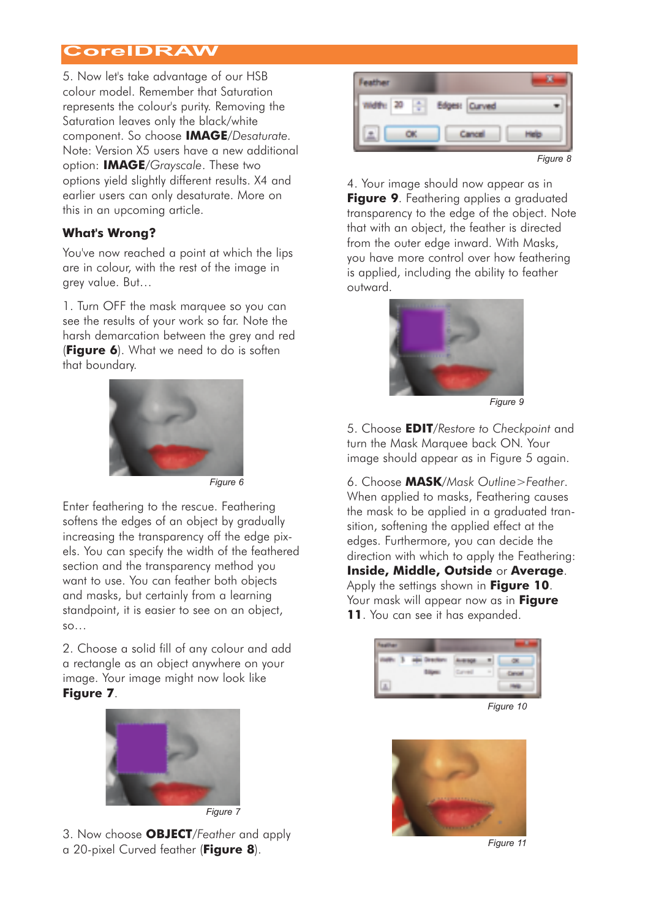5. Now let's take advantage of our HSB colour model. Remember that Saturation represents the colour's purity. Removing the Saturation leaves only the black/white component. So choose **IMAGE**/*Desaturate*. Note: Version X5 users have a new additional option: **IMAGE**/*Grayscale*. These two options yield slightly different results. X4 and earlier users can only desaturate. More on this in an upcoming article.

### What's Wrong?

You've now reached a point at which the lips are in colour, with the rest of the image in grey value. But…

1. Turn OFF the mask marquee so you can see the results of your work so far. Note the harsh demarcation between the grey and red (**Figure 6**). What we need to do is soften that boundary.

Figure 6

Enter feathering to the rescue. Feathering softens the edges of an object by gradually increasing the transparency off the edge pixels. You can specify the width of the feathered section and the transparency method you want to use. You can feather both objects and masks, but certainly from a learning standpoint, it is easier to see on an object, so…

2. Choose a solid fill of any colour and add a rectangle as an object anywhere on your image. Your image might now look like **Figure 7**.

Figure 7

3. Now choose **OBJECT**/*Feather* and apply a 20-pixel Curved feather (**Figure 8**).

Figure 8

4. Your image should now appear as in **Figure 9**. Feathering applies a graduated transparency to the edge of the object. Note that with an object, the feather is directed from the outer edge inward. With Masks, you have more control over how feathering is applied, including the ability to feather outward.

Figure 9

5. Choose **EDIT**/*Restore to Checkpoint* and turn the Mask Marquee back ON. Your image should appear as in Figure 5 again.

6. Choose **MASK**/*Mask Outline>Feather*. When applied to masks, Feathering causes the mask to be applied in a graduated transition, softening the applied effect at the edges. Furthermore, you can decide the direction with which to apply the Feathering: **Inside, Middle, Outside** or **Average**. Apply the settings shown in **Figure 10**. Your mask will appear now as in **Figure 11**. You can see it has expanded.

Figure 10

Figure 11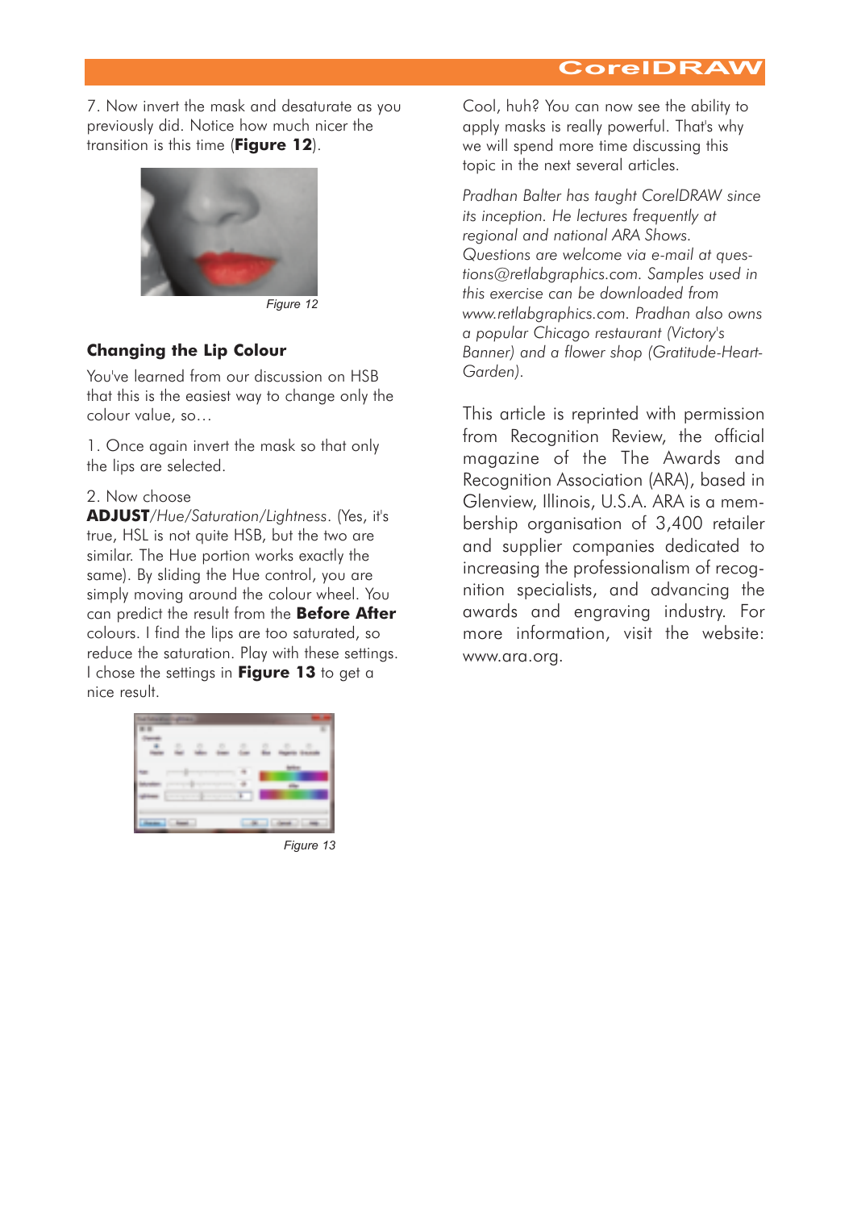7. Now invert the mask and desaturate as you previously did. Notice how much nicer the transition is this time (**Figure 12**).

Figure 12

### Changing the Lip Colour

You've learned from our discussion on HSB that this is the easiest way to change only the colour value, so…

1. Once again invert the mask so that only the lips are selected.

2. Now choose **ADJUST**/*Hue/Saturation/Lightness*. (Yes, it's true, HSL is not quite HSB, but the two are similar. The Hue portion works exactly the same). By sliding the Hue control, you are simply moving around the colour wheel. You can predict the result from the **Before After** colours. I find the lips are too saturated, so reduce the saturation. Play with these settings. I chose the settings in **Figure 13** to get a nice result.

Figure 13

Cool, huh? You can now see the ability to apply masks is really powerful. That's why we will spend more time discussing this topic in the next several articles.

*Pradhan Balter has taught CorelDRAW since its inception. He lectures frequently at regional and national ARA Shows. Questions are welcome via e-mail at questions@retlabgraphics.com. Samples used in this exercise can be downloaded from www.retlabgraphics.com. Pradhan also owns a popular Chicago restaurant (Victory's Banner) and a flower shop (Gratitude-Heart-Garden).*

This article is reprinted with permission from Recognition Review, the official magazine of the The Awards and Recognition Association (ARA), based in Glenview, Illinois, U.S.A. ARA is a membership organisation of 3,400 retailer and supplier companies dedicated to increasing the professionalism of recognition specialists, and advancing the awards and engraving industry. For more information, visit the website: www.ara.org.